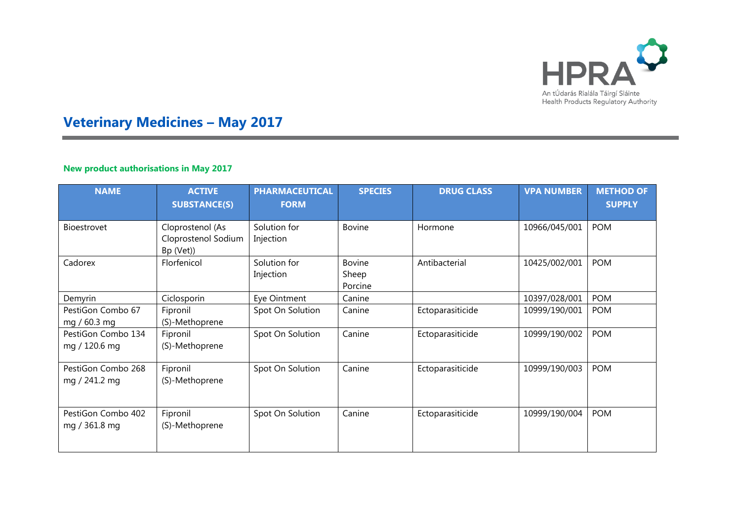# Veterinary Medicines – May 2017

### New product authorisations in May 2017

| NAME | ACTIVE SUBSTANCE(S) | PHARMACEUTICAL FORM | SPECIES | DRUG CLASS | VPA NUMBER | METHOD OF SUPPLY |
|---|---|---|---|---|---|---|
| Bioestrovet | Cloprostenol (As Cloprostenol Sodium Bp (Vet)) | Solution for Injection | Bovine | Hormone | 10966/045/001 | POM |
| Cadorex | Florfenicol | Solution for Injection | Bovine<br>Sheep<br>Porcine | Antibacterial | 10425/002/001 | POM |
| Demyrin | Ciclosporin | Eye Ointment | Canine | | 10397/028/001 | POM |
| PestiGon Combo 67 mg / 60.3 mg | Fipronil<br>(S)-Methoprene | Spot On Solution | Canine | Ectoparasiticide | 10999/190/001 | POM |
| PestiGon Combo 134 mg / 120.6 mg | Fipronil<br>(S)-Methoprene | Spot On Solution | Canine | Ectoparasiticide | 10999/190/002 | POM |
| PestiGon Combo 268 mg / 241.2 mg | Fipronil<br>(S)-Methoprene | Spot On Solution | Canine | Ectoparasiticide | 10999/190/003 | POM |
| PestiGon Combo 402 mg / 361.8 mg | Fipronil<br>(S)-Methoprene | Spot On Solution | Canine | Ectoparasiticide | 10999/190/004 | POM |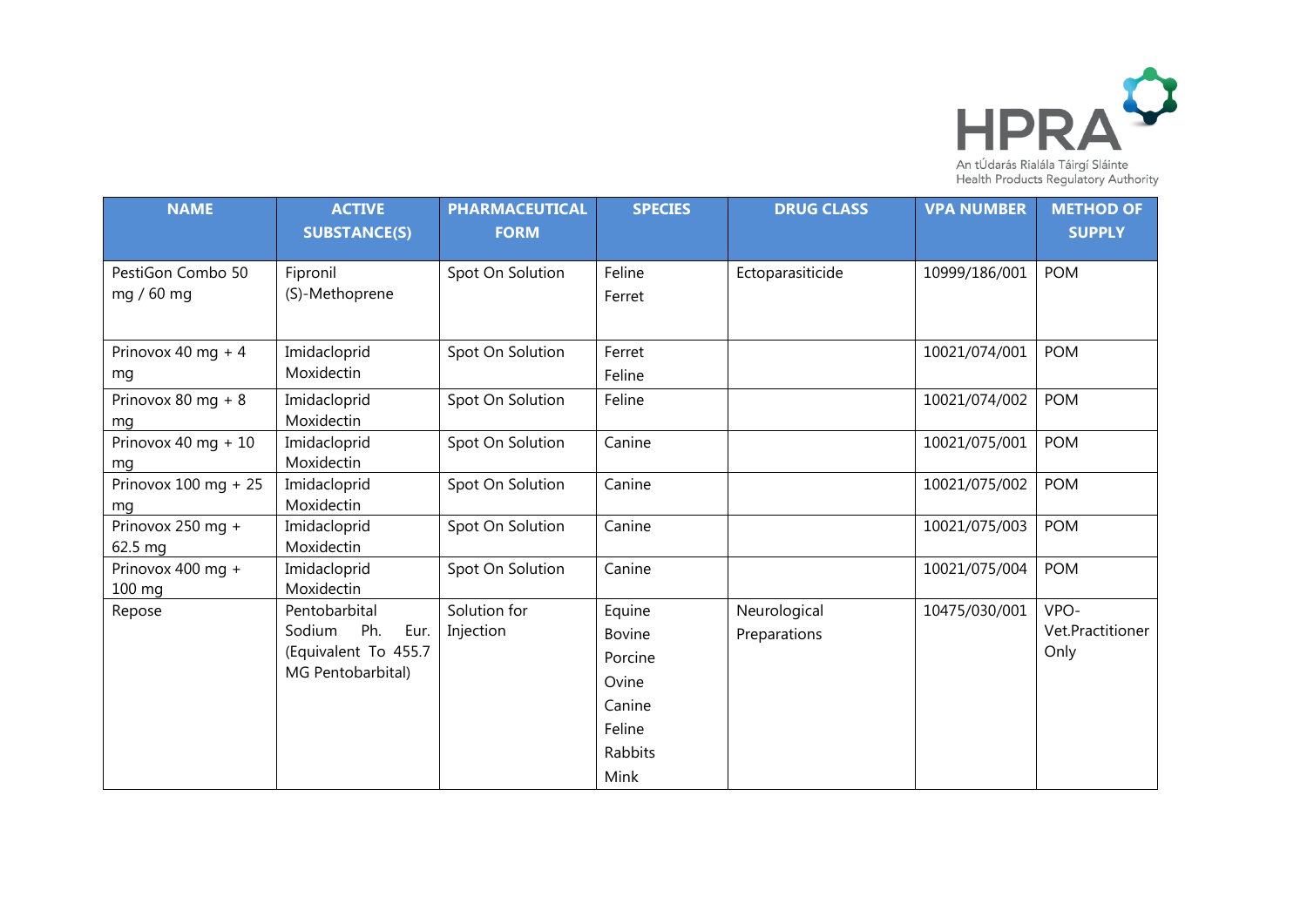| NAME | ACTIVE SUBSTANCE(S) | PHARMACEUTICAL FORM | SPECIES | DRUG CLASS | VPA NUMBER | METHOD OF SUPPLY |
|---|---|---|---|---|---|---|
| PestiGon Combo 50 mg / 60 mg | Fipronil<br>(S)-Methoprene | Spot On Solution | Feline<br>Ferret | Ectoparasiticide | 10999/186/001 | POM |
| Prinovox 40 mg + 4 mg | Imidacloprid<br>Moxidectin | Spot On Solution | Ferret<br>Feline | | 10021/074/001 | POM |
| Prinovox 80 mg + 8 mg | Imidacloprid<br>Moxidectin | Spot On Solution | Feline | | 10021/074/002 | POM |
| Prinovox 40 mg + 10 mg | Imidacloprid<br>Moxidectin | Spot On Solution | Canine | | 10021/075/001 | POM |
| Prinovox 100 mg + 25 mg | Imidacloprid<br>Moxidectin | Spot On Solution | Canine | | 10021/075/002 | POM |
| Prinovox 250 mg + 62.5 mg | Imidacloprid<br>Moxidectin | Spot On Solution | Canine | | 10021/075/003 | POM |
| Prinovox 400 mg + 100 mg | Imidacloprid<br>Moxidectin | Spot On Solution | Canine | | 10021/075/004 | POM |
| Repose | Pentobarbital Sodium Ph. Eur. (Equivalent To 455.7 MG Pentobarbital) | Solution for Injection | Equine<br>Bovine<br>Porcine<br>Ovine<br>Canine<br>Feline<br>Rabbits<br>Mink | Neurological Preparations | 10475/030/001 | VPO-Vet.Practitioner Only |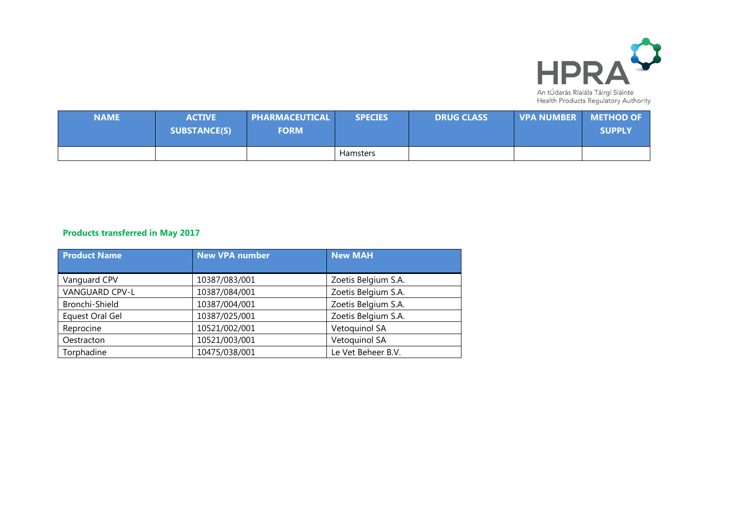| NAME | ACTIVE SUBSTANCE(S) | PHARMACEUTICAL FORM | SPECIES | DRUG CLASS | VPA NUMBER | METHOD OF SUPPLY |
|---|---|---|---|---|---|---|
| | | | Hamsters | | | |

### Products transferred in May 2017

| Product Name | New VPA number | New MAH |
|---|---|---|
| Vanguard CPV | 10387/083/001 | Zoetis Belgium S.A. |
| VANGUARD CPV-L | 10387/084/001 | Zoetis Belgium S.A. |
| Bronchi-Shield | 10387/004/001 | Zoetis Belgium S.A. |
| Equest Oral Gel | 10387/025/001 | Zoetis Belgium S.A. |
| Reprocine | 10521/002/001 | Vetoquinol SA |
| Oestracton | 10521/003/001 | Vetoquinol SA |
| Torphadine | 10475/038/001 | Le Vet Beheer B.V. |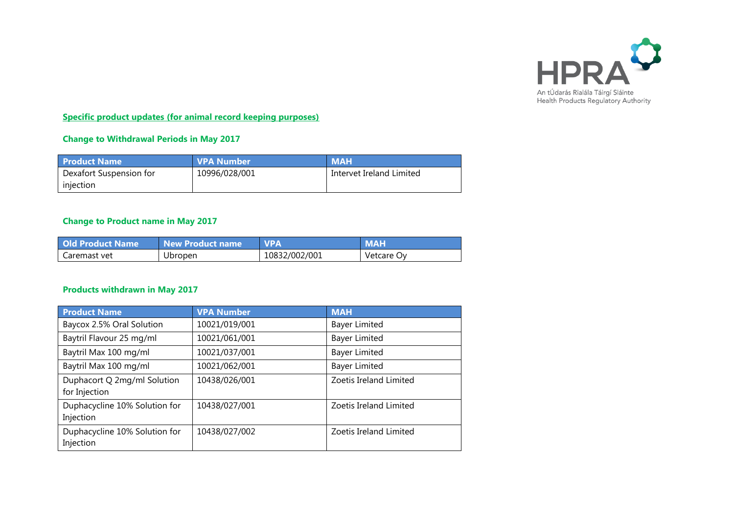## Specific product updates (for animal record keeping purposes)

### Change to Withdrawal Periods in May 2017

| Product Name | VPA Number | MAH |
|---|---|---|
| Dexafort Suspension for injection | 10996/028/001 | Intervet Ireland Limited |

### Change to Product name in May 2017

| Old Product Name | New Product name | VPA | MAH |
|---|---|---|---|
| Caremast vet | Ubropen | 10832/002/001 | Vetcare Oy |

### Products withdrawn in May 2017

| Product Name | VPA Number | MAH |
|---|---|---|
| Baycox 2.5% Oral Solution | 10021/019/001 | Bayer Limited |
| Baytril Flavour 25 mg/ml | 10021/061/001 | Bayer Limited |
| Baytril Max 100 mg/ml | 10021/037/001 | Bayer Limited |
| Baytril Max 100 mg/ml | 10021/062/001 | Bayer Limited |
| Duphacort Q 2mg/ml Solution for Injection | 10438/026/001 | Zoetis Ireland Limited |
| Duphacycline 10% Solution for Injection | 10438/027/001 | Zoetis Ireland Limited |
| Duphacycline 10% Solution for Injection | 10438/027/002 | Zoetis Ireland Limited |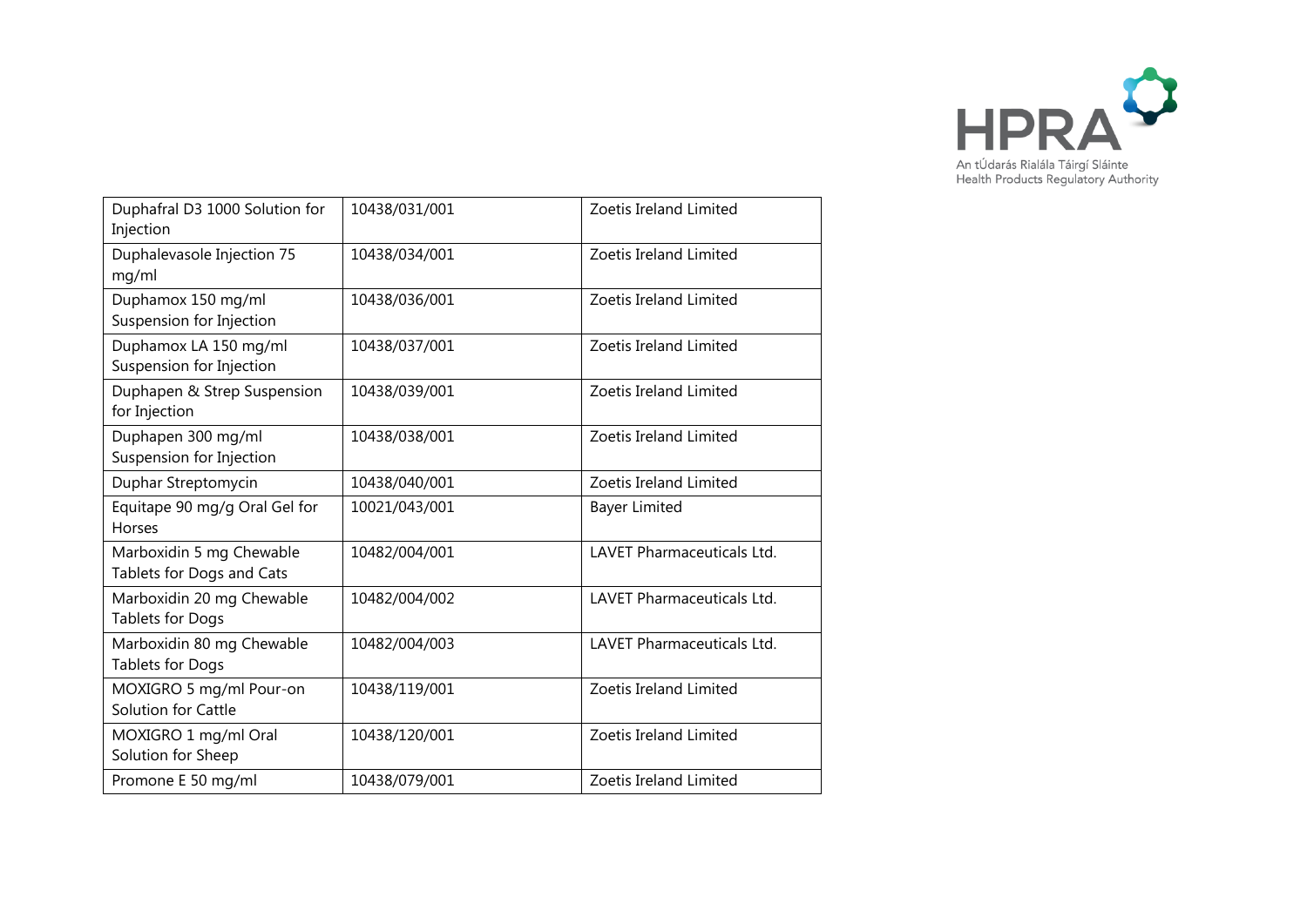| Duphafral D3 1000 Solution for Injection | 10438/031/001 | Zoetis Ireland Limited |
|---|---|---|
| Duphalevasole Injection 75 mg/ml | 10438/034/001 | Zoetis Ireland Limited |
| Duphamox 150 mg/ml Suspension for Injection | 10438/036/001 | Zoetis Ireland Limited |
| Duphamox LA 150 mg/ml Suspension for Injection | 10438/037/001 | Zoetis Ireland Limited |
| Duphapen & Strep Suspension for Injection | 10438/039/001 | Zoetis Ireland Limited |
| Duphapen 300 mg/ml Suspension for Injection | 10438/038/001 | Zoetis Ireland Limited |
| Duphar Streptomycin | 10438/040/001 | Zoetis Ireland Limited |
| Equitape 90 mg/g Oral Gel for Horses | 10021/043/001 | Bayer Limited |
| Marboxidin 5 mg Chewable Tablets for Dogs and Cats | 10482/004/001 | LAVET Pharmaceuticals Ltd. |
| Marboxidin 20 mg Chewable Tablets for Dogs | 10482/004/002 | LAVET Pharmaceuticals Ltd. |
| Marboxidin 80 mg Chewable Tablets for Dogs | 10482/004/003 | LAVET Pharmaceuticals Ltd. |
| MOXIGRO 5 mg/ml Pour-on Solution for Cattle | 10438/119/001 | Zoetis Ireland Limited |
| MOXIGRO 1 mg/ml Oral Solution for Sheep | 10438/120/001 | Zoetis Ireland Limited |
| Promone E 50 mg/ml | 10438/079/001 | Zoetis Ireland Limited |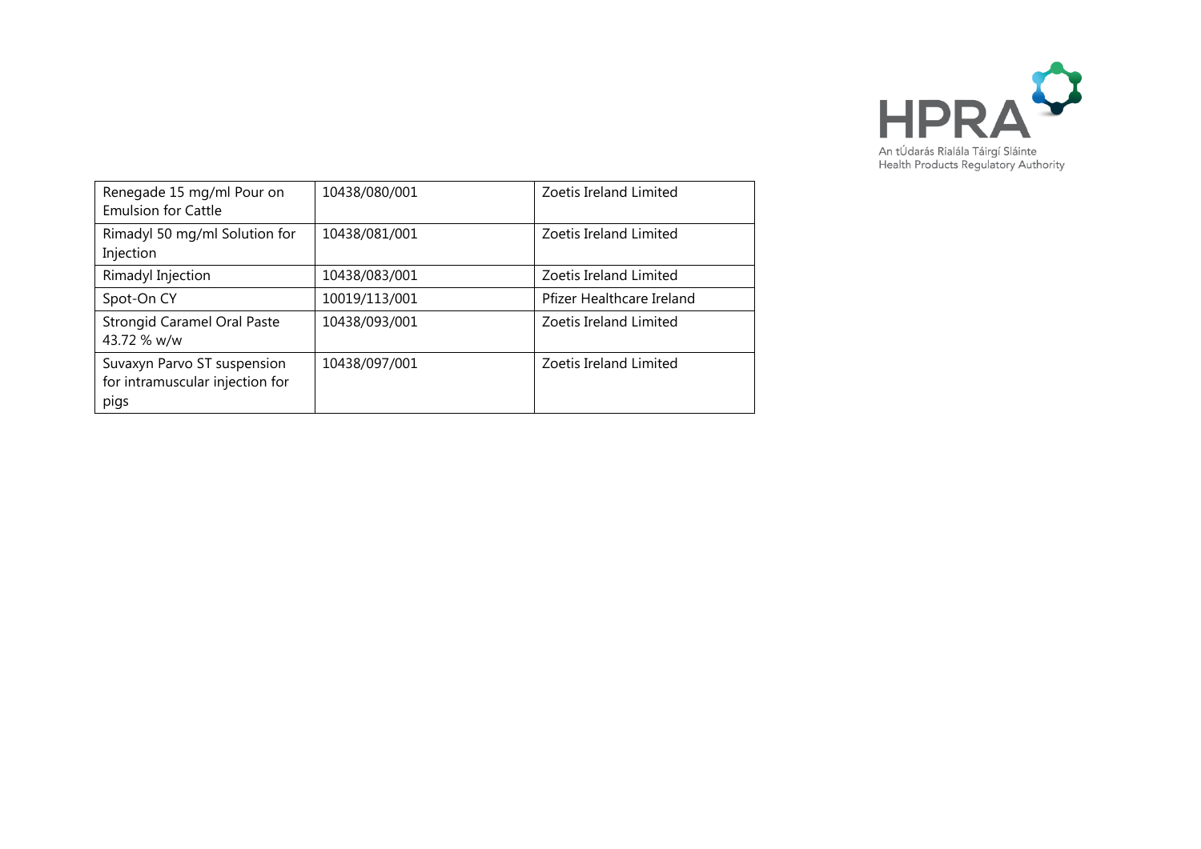| | | |
|---|---|---|
| Renegade 15 mg/ml Pour on Emulsion for Cattle | 10438/080/001 | Zoetis Ireland Limited |
| Rimadyl 50 mg/ml Solution for Injection | 10438/081/001 | Zoetis Ireland Limited |
| Rimadyl Injection | 10438/083/001 | Zoetis Ireland Limited |
| Spot-On CY | 10019/113/001 | Pfizer Healthcare Ireland |
| Strongid Caramel Oral Paste 43.72 % w/w | 10438/093/001 | Zoetis Ireland Limited |
| Suvaxyn Parvo ST suspension for intramuscular injection for pigs | 10438/097/001 | Zoetis Ireland Limited |